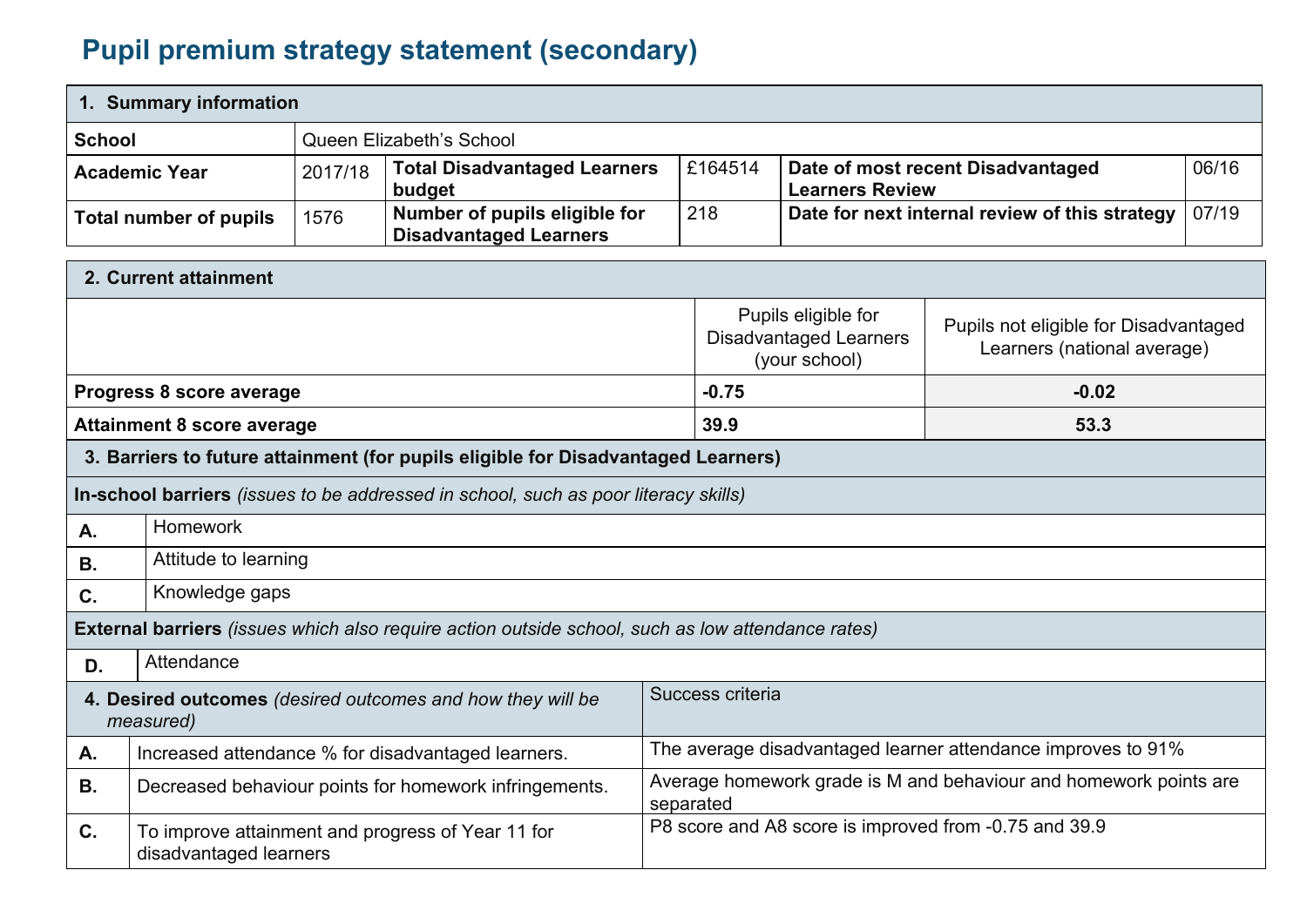# Pupil premium strategy statement (secondary)

| 1. Summary information | | | | | |
|---|---|---|---|---|---|
| **School** | Queen Elizabeth's School | | | | |
| **Academic Year** | 2017/18 | **Total Disadvantaged Learners budget** | £164514 | **Date of most recent Disadvantaged Learners Review** | 06/16 |
| **Total number of pupils** | 1576 | **Number of pupils eligible for Disadvantaged Learners** | 218 | **Date for next internal review of this strategy** | 07/19 |

| 2. Current attainment | | |
|---|---|---|
| | Pupils eligible for Disadvantaged Learners (your school) | Pupils not eligible for Disadvantaged Learners (national average) |
| **Progress 8 score average** | **-0.75** | **-0.02** |
| **Attainment 8 score average** | **39.9** | **53.3** |

| 3. Barriers to future attainment (for pupils eligible for Disadvantaged Learners) | |
|---|---|
| **In-school barriers** *(issues to be addressed in school, such as poor literacy skills)* | |
| **A.** | Homework |
| **B.** | Attitude to learning |
| **C.** | Knowledge gaps |
| **External barriers** *(issues which also require action outside school, such as low attendance rates)* | |
| **D.** | Attendance |

| 4. Desired outcomes *(desired outcomes and how they will be measured)* | | Success criteria |
|---|---|---|
| **A.** | Increased attendance % for disadvantaged learners. | The average disadvantaged learner attendance improves to 91% |
| **B.** | Decreased behaviour points for homework infringements. | Average homework grade is M and behaviour and homework points are separated |
| **C.** | To improve attainment and progress of Year 11 for disadvantaged learners | P8 score and A8 score is improved from -0.75 and 39.9 |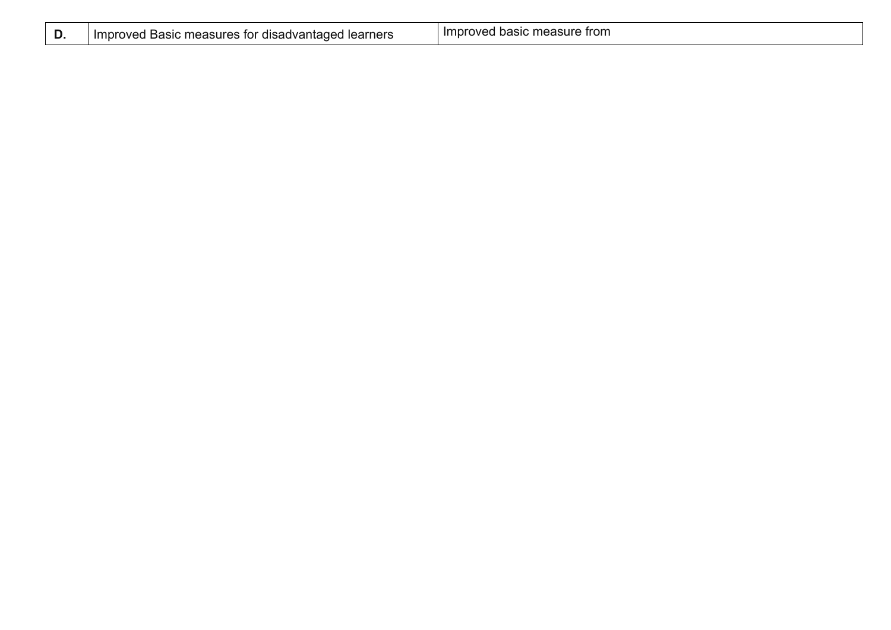| D. | Improved Basic measures for disadvantaged learners | Improved basic measure from |
|---|---|---|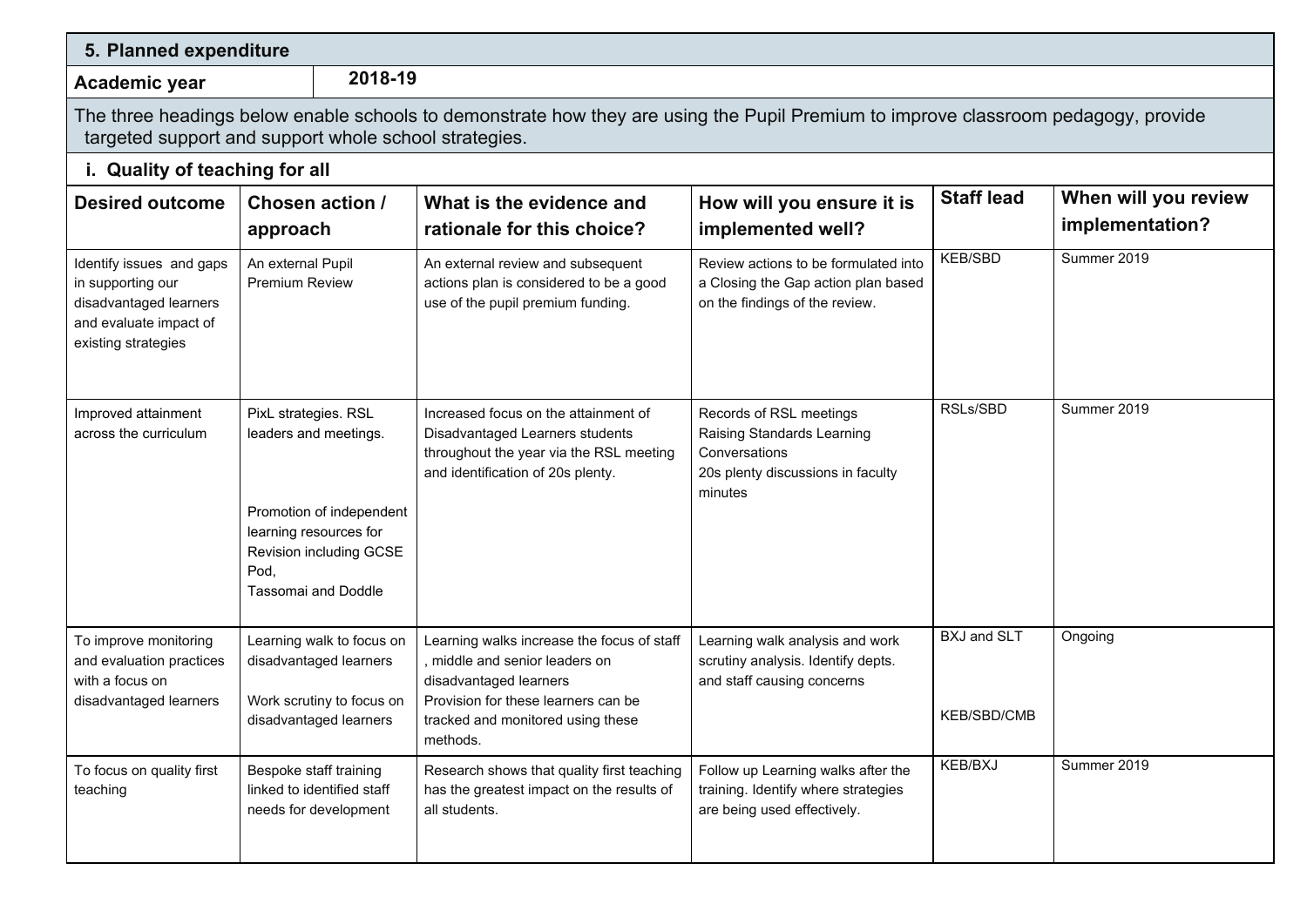## 5. Planned expenditure

| Academic year | 2018-19 |
|---|---|

The three headings below enable schools to demonstrate how they are using the Pupil Premium to improve classroom pedagogy, provide targeted support and support whole school strategies.

### i. Quality of teaching for all

| Desired outcome | Chosen action / approach | What is the evidence and rationale for this choice? | How will you ensure it is implemented well? | Staff lead | When will you review implementation? |
|---|---|---|---|---|---|
| Identify issues and gaps in supporting our disadvantaged learners and evaluate impact of existing strategies | An external Pupil Premium Review | An external review and subsequent actions plan is considered to be a good use of the pupil premium funding. | Review actions to be formulated into a Closing the Gap action plan based on the findings of the review. | KEB/SBD | Summer 2019 |
| Improved attainment across the curriculum | PixL strategies. RSL leaders and meetings.<br><br>Promotion of independent learning resources for Revision including GCSE Pod,<br>Tassomai and Doddle | Increased focus on the attainment of Disadvantaged Learners students throughout the year via the RSL meeting and identification of 20s plenty. | Records of RSL meetings<br>Raising Standards Learning Conversations<br>20s plenty discussions in faculty minutes | RSLs/SBD | Summer 2019 |
| To improve monitoring and evaluation practices with a focus on disadvantaged learners | Learning walk to focus on disadvantaged learners<br><br>Work scrutiny to focus on disadvantaged learners | Learning walks increase the focus of staff , middle and senior leaders on disadvantaged learners<br>Provision for these learners can be tracked and monitored using these methods. | Learning walk analysis and work scrutiny analysis. Identify depts. and staff causing concerns | BXJ and SLT<br><br>KEB/SBD/CMB | Ongoing |
| To focus on quality first teaching | Bespoke staff training linked to identified staff needs for development | Research shows that quality first teaching has the greatest impact on the results of all students. | Follow up Learning walks after the training. Identify where strategies are being used effectively. | KEB/BXJ | Summer 2019 |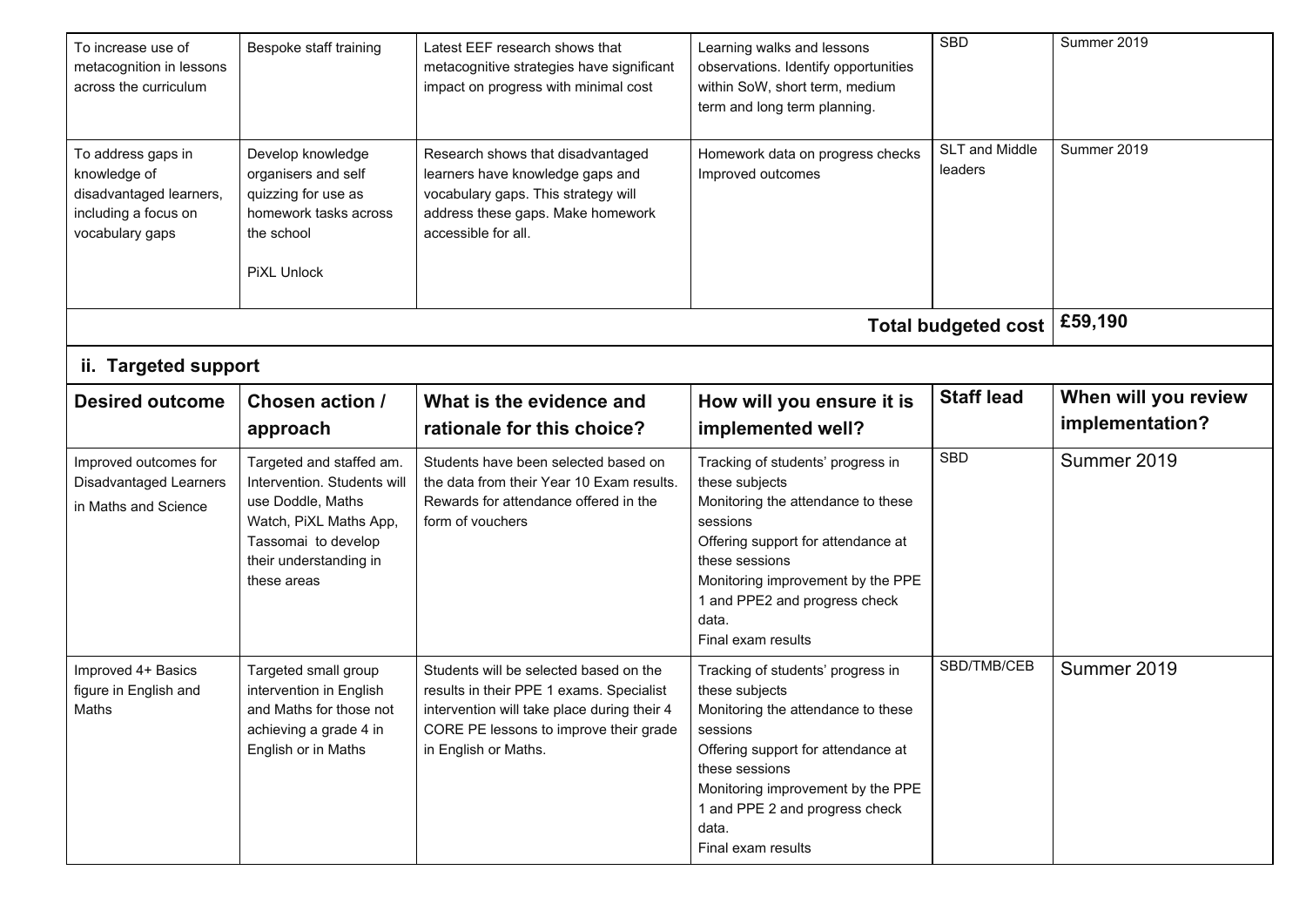| To increase use of metacognition in lessons across the curriculum | Bespoke staff training | Latest EEF research shows that metacognitive strategies have significant impact on progress with minimal cost | Learning walks and lessons observations. Identify opportunities within SoW, short term, medium term and long term planning. | SBD | Summer 2019 |
|---|---|---|---|---|---|
| To address gaps in knowledge of disadvantaged learners, including a focus on vocabulary gaps | Develop knowledge organisers and self quizzing for use as homework tasks across the school<br><br>PiXL Unlock | Research shows that disadvantaged learners have knowledge gaps and vocabulary gaps. This strategy will address these gaps. Make homework accessible for all. | Homework data on progress checks<br>Improved outcomes | SLT and Middle leaders | Summer 2019 |
| | | | | **Total budgeted cost** | **£59,190** |

## ii. Targeted support

| Desired outcome | Chosen action / approach | What is the evidence and rationale for this choice? | How will you ensure it is implemented well? | Staff lead | When will you review implementation? |
|---|---|---|---|---|---|
| Improved outcomes for Disadvantaged Learners in Maths and Science | Targeted and staffed am. Intervention. Students will use Doddle, Maths Watch, PiXL Maths App, Tassomai to develop their understanding in these areas | Students have been selected based on the data from their Year 10 Exam results. Rewards for attendance offered in the form of vouchers | Tracking of students' progress in these subjects<br>Monitoring the attendance to these sessions<br>Offering support for attendance at these sessions<br>Monitoring improvement by the PPE 1 and PPE2 and progress check data.<br>Final exam results | SBD | Summer 2019 |
| Improved 4+ Basics figure in English and Maths | Targeted small group intervention in English and Maths for those not achieving a grade 4 in English or in Maths | Students will be selected based on the results in their PPE 1 exams. Specialist intervention will take place during their 4 CORE PE lessons to improve their grade in English or Maths. | Tracking of students' progress in these subjects<br>Monitoring the attendance to these sessions<br>Offering support for attendance at these sessions<br>Monitoring improvement by the PPE 1 and PPE 2 and progress check data.<br>Final exam results | SBD/TMB/CEB | Summer 2019 |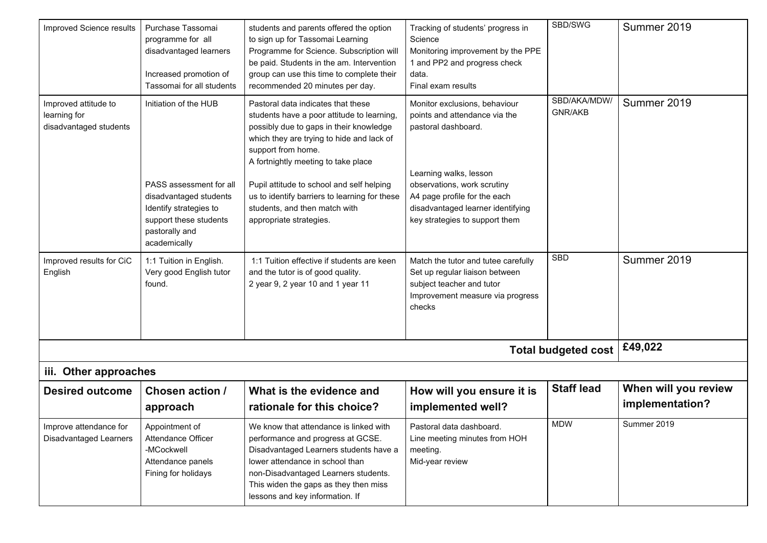| | | | | | |
|---|---|---|---|---|---|
| Improved Science results | Purchase Tassomai programme for all disadvantaged learners<br><br>Increased promotion of Tassomai for all students | students and parents offered the option to sign up for Tassomai Learning Programme for Science. Subscription will be paid. Students in the am. Intervention group can use this time to complete their recommended 20 minutes per day. | Tracking of students' progress in Science<br>Monitoring improvement by the PPE 1 and PP2 and progress check data.<br>Final exam results | SBD/SWG | Summer 2019 |
| Improved attitude to learning for disadvantaged students | Initiation of the HUB<br><br><br><br><br><br>PASS assessment for all disadvantaged students Identify strategies to support these students pastorally and academically | Pastoral data indicates that these students have a poor attitude to learning, possibly due to gaps in their knowledge which they are trying to hide and lack of support from home.<br>A fortnightly meeting to take place<br><br>Pupil attitude to school and self helping us to identify barriers to learning for these students, and then match with appropriate strategies. | Monitor exclusions, behaviour points and attendance via the pastoral dashboard.<br><br><br><br>Learning walks, lesson observations, work scrutiny<br>A4 page profile for the each disadvantaged learner identifying key strategies to support them | SBD/AKA/MDW/GNR/AKB | Summer 2019 |
| Improved results for CiC English | 1:1 Tuition in English. Very good English tutor found. | 1:1 Tuition effective if students are keen and the tutor is of good quality.<br>2 year 9, 2 year 10 and 1 year 11 | Match the tutor and tutee carefully<br>Set up regular liaison between subject teacher and tutor<br>Improvement measure via progress checks | SBD | Summer 2019 |
| | | | | **Total budgeted cost** | **£49,022** |

### iii. Other approaches

| Desired outcome | Chosen action / approach | What is the evidence and rationale for this choice? | How will you ensure it is implemented well? | Staff lead | When will you review implementation? |
|---|---|---|---|---|---|
| Improve attendance for Disadvantaged Learners | Appointment of Attendance Officer -MCockwell<br>Attendance panels<br>Fining for holidays | We know that attendance is linked with performance and progress at GCSE. Disadvantaged Learners students have a lower attendance in school than non-Disadvantaged Learners students. This widen the gaps as they then miss lessons and key information. If | Pastoral data dashboard.<br>Line meeting minutes from HOH meeting.<br>Mid-year review | MDW | Summer 2019 |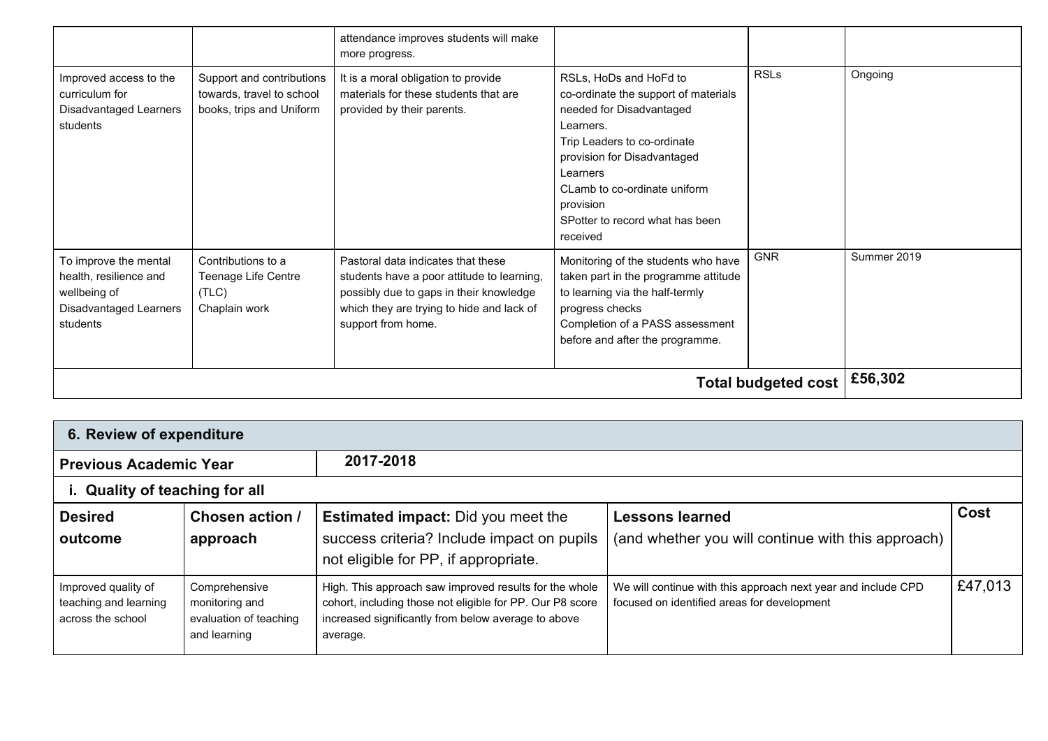| | | attendance improves students will make more progress. | | | |
|---|---|---|---|---|---|
| Improved access to the curriculum for Disadvantaged Learners students | Support and contributions towards, travel to school books, trips and Uniform | It is a moral obligation to provide materials for these students that are provided by their parents. | RSLs, HoDs and HoFd to co-ordinate the support of materials needed for Disadvantaged Learners.<br>Trip Leaders to co-ordinate provision for Disadvantaged Learners<br>CLamb to co-ordinate uniform provision<br>SPotter to record what has been received | RSLs | Ongoing |
| To improve the mental health, resilience and wellbeing of Disadvantaged Learners students | Contributions to a Teenage Life Centre (TLC)<br>Chaplain work | Pastoral data indicates that these students have a poor attitude to learning, possibly due to gaps in their knowledge which they are trying to hide and lack of support from home. | Monitoring of the students who have taken part in the programme attitude to learning via the half-termly progress checks<br>Completion of a PASS assessment before and after the programme. | GNR | Summer 2019 |
| | | | | **Total budgeted cost** | **£56,302** |

## 6. Review of expenditure

| **Previous Academic Year** | **2017-2018** | | | |
|---|---|---|---|---|
| **i. Quality of teaching for all** | | | | |
| **Desired outcome** | **Chosen action / approach** | **Estimated impact:** Did you meet the success criteria? Include impact on pupils not eligible for PP, if appropriate. | **Lessons learned** (and whether you will continue with this approach) | **Cost** |
| Improved quality of teaching and learning across the school | Comprehensive monitoring and evaluation of teaching and learning | High. This approach saw improved results for the whole cohort, including those not eligible for PP. Our P8 score increased significantly from below average to above average. | We will continue with this approach next year and include CPD focused on identified areas for development | £47,013 |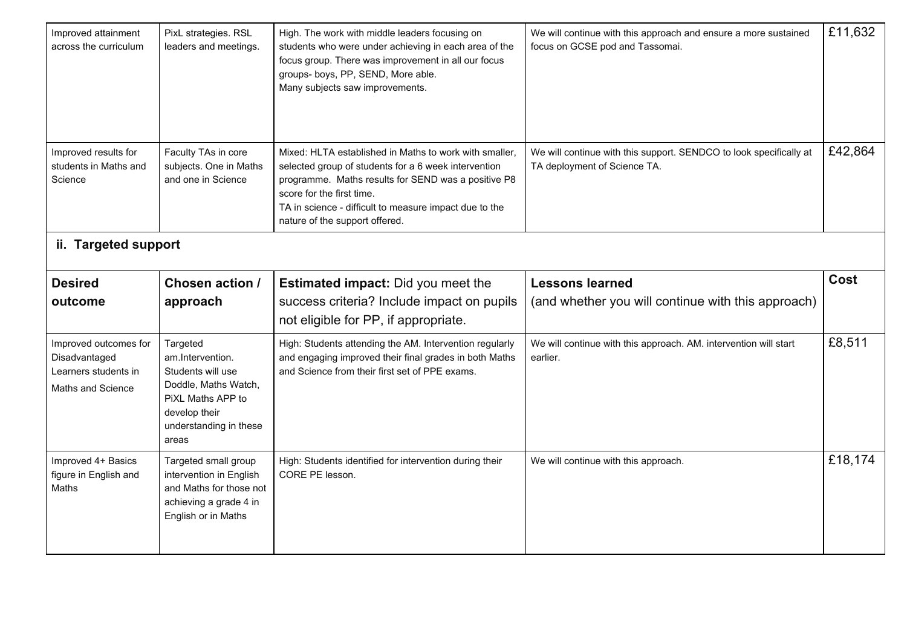| Improved attainment across the curriculum | PixL strategies. RSL leaders and meetings. | High. The work with middle leaders focusing on students who were under achieving in each area of the focus group. There was improvement in all our focus groups- boys, PP, SEND, More able.<br>Many subjects saw improvements. | We will continue with this approach and ensure a more sustained focus on GCSE pod and Tassomai. | £11,632 |
|---|---|---|---|---|
| Improved results for students in Maths and Science | Faculty TAs in core subjects. One in Maths and one in Science | Mixed: HLTA established in Maths to work with smaller, selected group of students for a 6 week intervention programme. Maths results for SEND was a positive P8 score for the first time.<br>TA in science - difficult to measure impact due to the nature of the support offered. | We will continue with this support. SENDCO to look specifically at TA deployment of Science TA. | £42,864 |

## ii. Targeted support

| Desired outcome | Chosen action / approach | Estimated impact: Did you meet the success criteria? Include impact on pupils not eligible for PP, if appropriate. | Lessons learned (and whether you will continue with this approach) | Cost |
|---|---|---|---|---|
| Improved outcomes for Disadvantaged Learners students in Maths and Science | Targeted am.Intervention. Students will use Doddle, Maths Watch, PiXL Maths APP to develop their understanding in these areas | High: Students attending the AM. Intervention regularly and engaging improved their final grades in both Maths and Science from their first set of PPE exams. | We will continue with this approach. AM. intervention will start earlier. | £8,511 |
| Improved 4+ Basics figure in English and Maths | Targeted small group intervention in English and Maths for those not achieving a grade 4 in English or in Maths | High: Students identified for intervention during their CORE PE lesson. | We will continue with this approach. | £18,174 |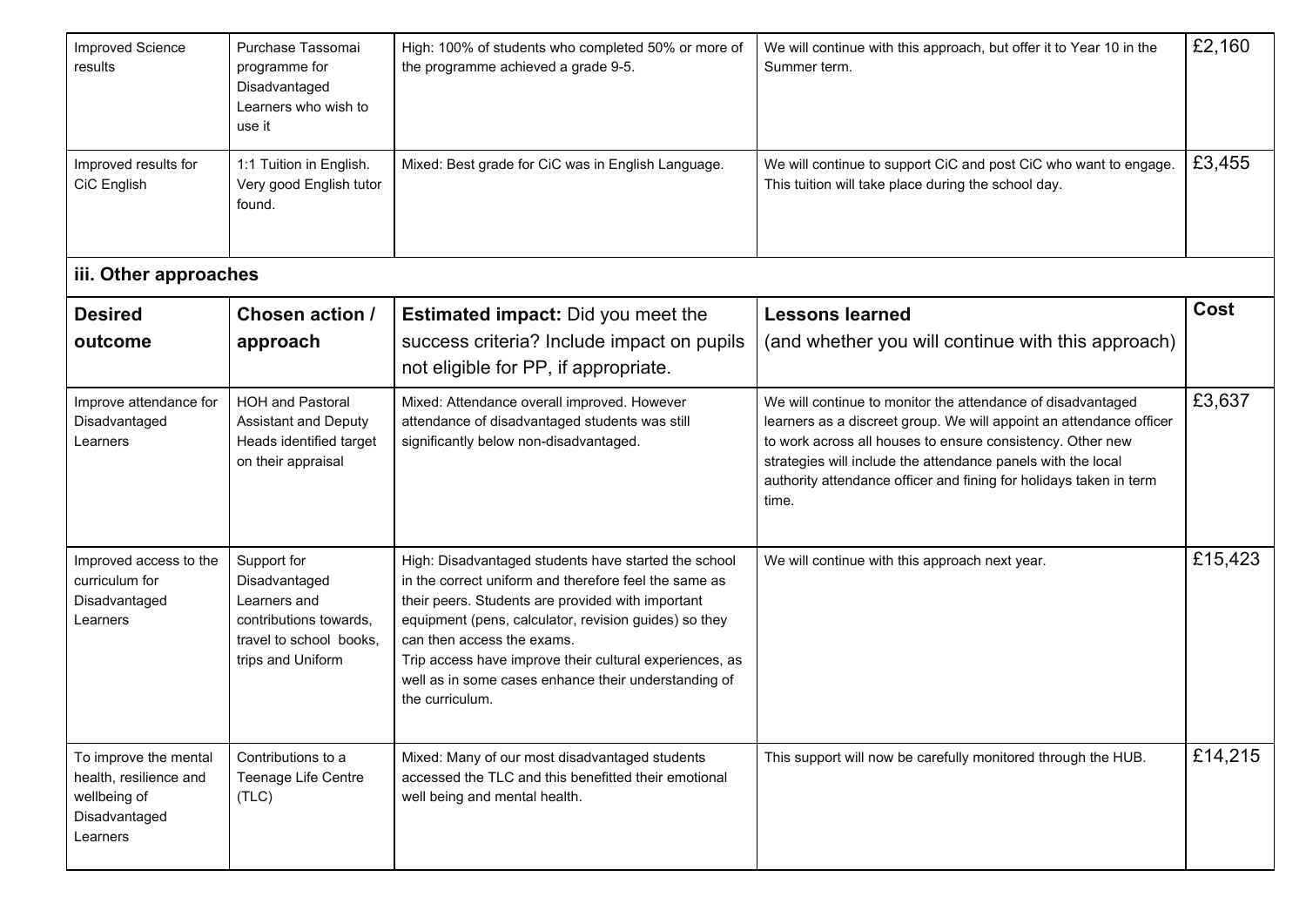| Improved Science results | Purchase Tassomai programme for Disadvantaged Learners who wish to use it | High: 100% of students who completed 50% or more of the programme achieved a grade 9-5. | We will continue with this approach, but offer it to Year 10 in the Summer term. | £2,160 |
|---|---|---|---|---|
| Improved results for CiC English | 1:1 Tuition in English. Very good English tutor found. | Mixed: Best grade for CiC was in English Language. | We will continue to support CiC and post CiC who want to engage. This tuition will take place during the school day. | £3,455 |

### iii. Other approaches

| Desired outcome | Chosen action / approach | Estimated impact: Did you meet the success criteria? Include impact on pupils not eligible for PP, if appropriate. | Lessons learned (and whether you will continue with this approach) | Cost |
|---|---|---|---|---|
| Improve attendance for Disadvantaged Learners | HOH and Pastoral Assistant and Deputy Heads identified target on their appraisal | Mixed: Attendance overall improved. However attendance of disadvantaged students was still significantly below non-disadvantaged. | We will continue to monitor the attendance of disadvantaged learners as a discreet group. We will appoint an attendance officer to work across all houses to ensure consistency. Other new strategies will include the attendance panels with the local authority attendance officer and fining for holidays taken in term time. | £3,637 |
| Improved access to the curriculum for Disadvantaged Learners | Support for Disadvantaged Learners and contributions towards, travel to school books, trips and Uniform | High: Disadvantaged students have started the school in the correct uniform and therefore feel the same as their peers. Students are provided with important equipment (pens, calculator, revision guides) so they can then access the exams. Trip access have improve their cultural experiences, as well as in some cases enhance their understanding of the curriculum. | We will continue with this approach next year. | £15,423 |
| To improve the mental health, resilience and wellbeing of Disadvantaged Learners | Contributions to a Teenage Life Centre (TLC) | Mixed: Many of our most disadvantaged students accessed the TLC and this benefitted their emotional well being and mental health. | This support will now be carefully monitored through the HUB. | £14,215 |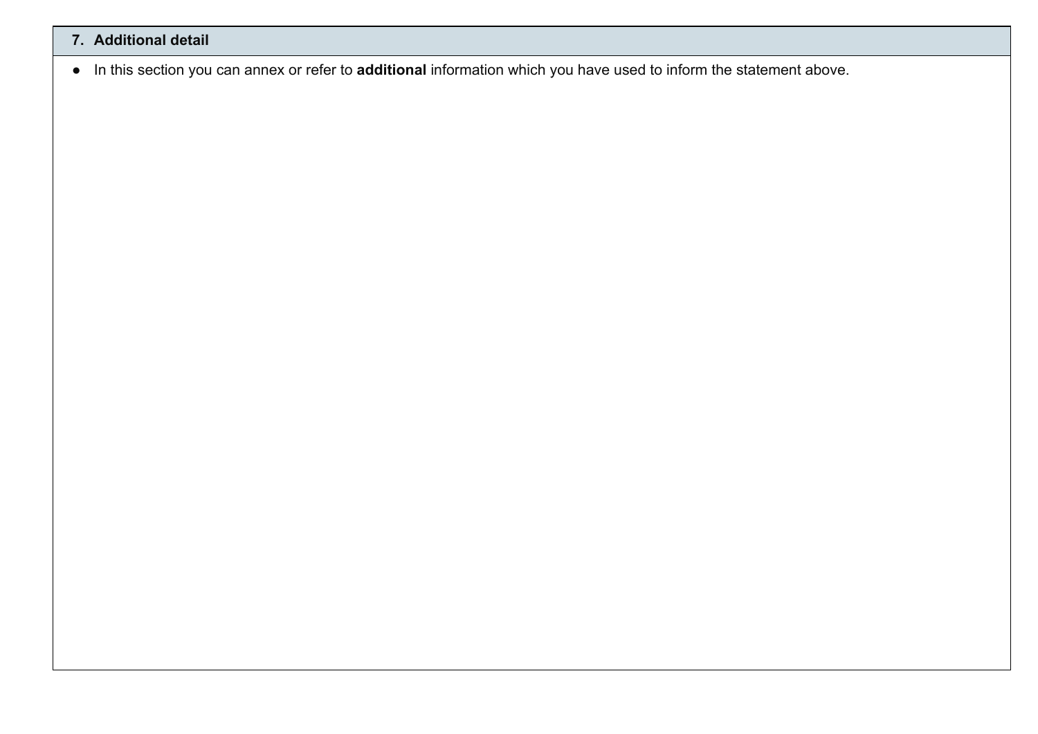## 7. Additional detail

- In this section you can annex or refer to **additional** information which you have used to inform the statement above.